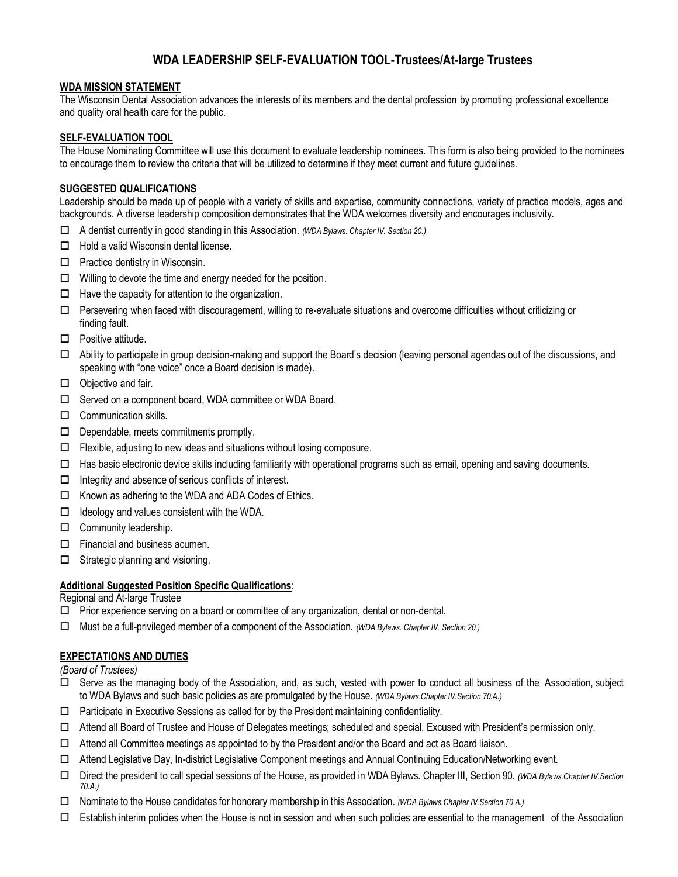# WDA LEADERSHIP SELF-EVALUATION TOOL-Trustees/At-large Trustees

## WDA MISSION STATEMENT

The Wisconsin Dental Association advances the interests of its members and the dental profession by promoting professional excellence and quality oral health care for the public.

## SELF-EVALUATION TOOL

The House Nominating Committee will use this document to evaluate leadership nominees. This form is also being provided to the nominees to encourage them to review the criteria that will be utilized to determine if they meet current and future guidelines.

## SUGGESTED QUALIFICATIONS

Leadership should be made up of people with a variety of skills and expertise, community connections, variety of practice models, ages and backgrounds. A diverse leadership composition demonstrates that the WDA welcomes diversity and encourages inclusivity.

- ☐ A dentist currently in good standing in this Association. *(WDA Bylaws. Chapter IV. Section 20.)*
- ☐ Hold a valid Wisconsin dental license.
- ☐ Practice dentistry in Wisconsin.
- ☐ Willing to devote the time and energy needed for the position.
- ☐ Have the capacity for attention to the organization.
- ☐ Persevering when faced with discouragement, willing to re-evaluate situations and overcome difficulties without criticizing or finding fault.
- ☐ Positive attitude.
- ☐ Ability to participate in group decision-making and support the Board's decision (leaving personal agendas out of the discussions, and speaking with "one voice" once a Board decision is made).
- ☐ Objective and fair.
- ☐ Served on a component board, WDA committee or WDA Board.
- ☐ Communication skills.
- ☐ Dependable, meets commitments promptly.
- ☐ Flexible, adjusting to new ideas and situations without losing composure.
- ☐ Has basic electronic device skills including familiarity with operational programs such as email, opening and saving documents.
- ☐ Integrity and absence of serious conflicts of interest.
- ☐ Known as adhering to the WDA and ADA Codes of Ethics.
- ☐ Ideology and values consistent with the WDA.
- ☐ Community leadership.
- ☐ Financial and business acumen.
- ☐ Strategic planning and visioning.

**Additional Suggested Position Specific Qualifications**:

Regional and At-large Trustee

- ☐ Prior experience serving on a board or committee of any organization, dental or non-dental.
- ☐ Must be a full-privileged member of a component of the Association. *(WDA Bylaws. Chapter IV. Section 20.)*

## EXPECTATIONS AND DUTIES

*(Board of Trustees)*

- ☐ Serve as the managing body of the Association, and, as such, vested with power to conduct all business of the Association, subject to WDA Bylaws and such basic policies as are promulgated by the House. *(WDA Bylaws.Chapter IV.Section 70.A.)*
- ☐ Participate in Executive Sessions as called for by the President maintaining confidentiality.
- ☐ Attend all Board of Trustee and House of Delegates meetings; scheduled and special. Excused with President's permission only.
- ☐ Attend all Committee meetings as appointed to by the President and/or the Board and act as Board liaison.
- ☐ Attend Legislative Day, In-district Legislative Component meetings and Annual Continuing Education/Networking event.
- ☐ Direct the president to call special sessions of the House, as provided in WDA Bylaws. Chapter III, Section 90. *(WDA Bylaws.Chapter IV.Section 70.A.)*
- ☐ Nominate to the House candidates for honorary membership in this Association. *(WDA Bylaws.Chapter IV.Section 70.A.)*
- ☐ Establish interim policies when the House is not in session and when such policies are essential to the management of the Association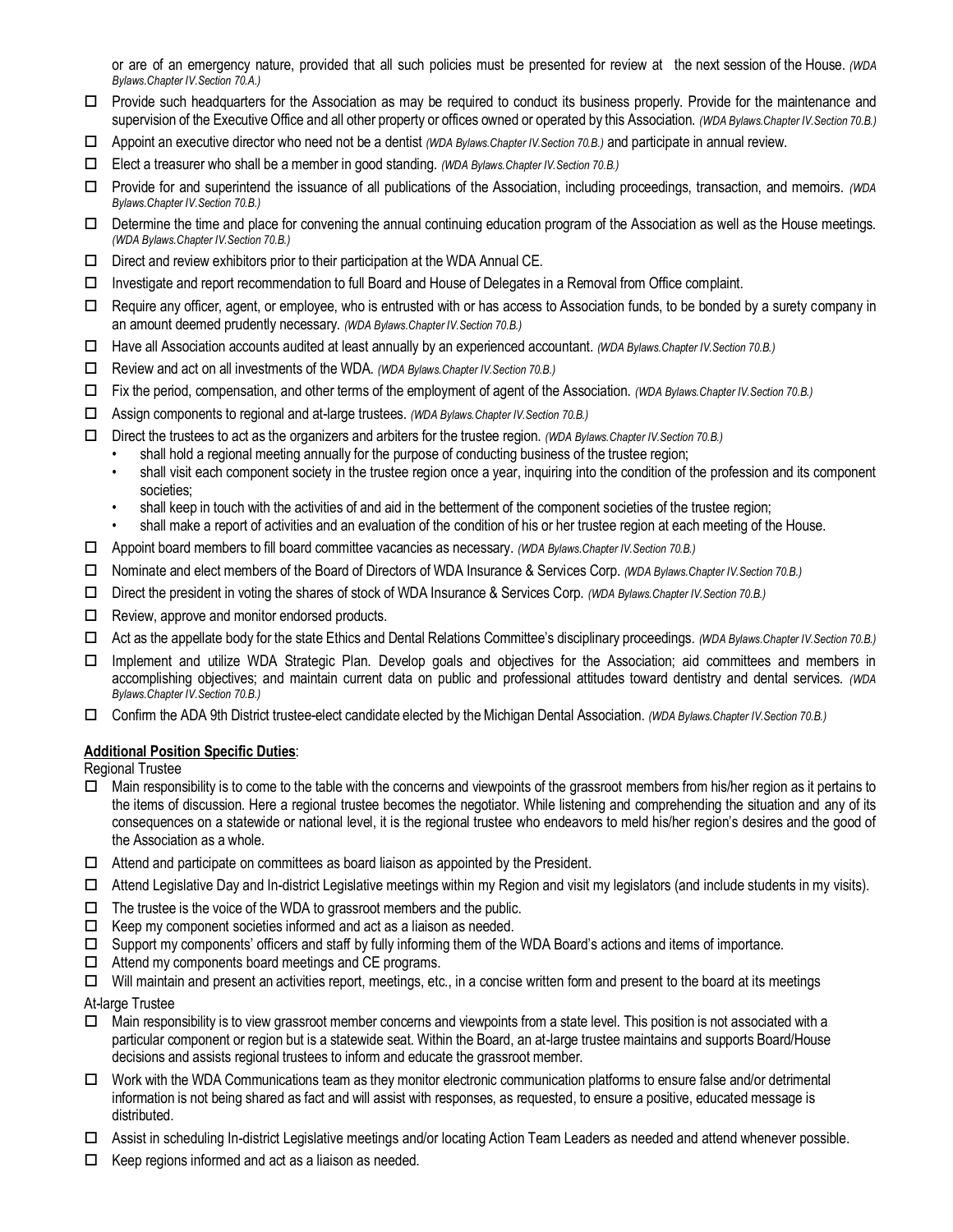or are of an emergency nature, provided that all such policies must be presented for review at the next session of the House. *(WDA Bylaws.Chapter IV.Section 70.A.)*

- ☐ Provide such headquarters for the Association as may be required to conduct its business properly. Provide for the maintenance and supervision of the Executive Office and all other property or offices owned or operated by this Association. *(WDA Bylaws.Chapter IV.Section 70.B.)*
- ☐ Appoint an executive director who need not be a dentist *(WDA Bylaws.Chapter IV.Section 70.B.)* and participate in annual review.
- ☐ Elect a treasurer who shall be a member in good standing. *(WDA Bylaws.Chapter IV.Section 70.B.)*
- ☐ Provide for and superintend the issuance of all publications of the Association, including proceedings, transaction, and memoirs. *(WDA Bylaws.Chapter IV.Section 70.B.)*
- ☐ Determine the time and place for convening the annual continuing education program of the Association as well as the House meetings. *(WDA Bylaws.Chapter IV.Section 70.B.)*
- ☐ Direct and review exhibitors prior to their participation at the WDA Annual CE.
- ☐ Investigate and report recommendation to full Board and House of Delegates in a Removal from Office complaint.
- ☐ Require any officer, agent, or employee, who is entrusted with or has access to Association funds, to be bonded by a surety company in an amount deemed prudently necessary. *(WDA Bylaws.Chapter IV.Section 70.B.)*
- ☐ Have all Association accounts audited at least annually by an experienced accountant. *(WDA Bylaws.Chapter IV.Section 70.B.)*
- ☐ Review and act on all investments of the WDA. *(WDA Bylaws.Chapter IV.Section 70.B.)*
- ☐ Fix the period, compensation, and other terms of the employment of agent of the Association. *(WDA Bylaws.Chapter IV.Section 70.B.)*
- ☐ Assign components to regional and at-large trustees. *(WDA Bylaws.Chapter IV.Section 70.B.)*
- ☐ Direct the trustees to act as the organizers and arbiters for the trustee region. *(WDA Bylaws.Chapter IV.Section 70.B.)*
  - shall hold a regional meeting annually for the purpose of conducting business of the trustee region;
  - shall visit each component society in the trustee region once a year, inquiring into the condition of the profession and its component societies;
  - shall keep in touch with the activities of and aid in the betterment of the component societies of the trustee region;
  - shall make a report of activities and an evaluation of the condition of his or her trustee region at each meeting of the House.
- ☐ Appoint board members to fill board committee vacancies as necessary. *(WDA Bylaws.Chapter IV.Section 70.B.)*
- ☐ Nominate and elect members of the Board of Directors of WDA Insurance & Services Corp. *(WDA Bylaws.Chapter IV.Section 70.B.)*
- ☐ Direct the president in voting the shares of stock of WDA Insurance & Services Corp. *(WDA Bylaws.Chapter IV.Section 70.B.)*
- ☐ Review, approve and monitor endorsed products.
- ☐ Act as the appellate body for the state Ethics and Dental Relations Committee's disciplinary proceedings. *(WDA Bylaws.Chapter IV.Section 70.B.)*
- ☐ Implement and utilize WDA Strategic Plan. Develop goals and objectives for the Association; aid committees and members in accomplishing objectives; and maintain current data on public and professional attitudes toward dentistry and dental services. *(WDA Bylaws.Chapter IV.Section 70.B.)*
- ☐ Confirm the ADA 9th District trustee-elect candidate elected by the Michigan Dental Association. *(WDA Bylaws.Chapter IV.Section 70.B.)*

**Additional Position Specific Duties**:

Regional Trustee

- ☐ Main responsibility is to come to the table with the concerns and viewpoints of the grassroot members from his/her region as it pertains to the items of discussion. Here a regional trustee becomes the negotiator. While listening and comprehending the situation and any of its consequences on a statewide or national level, it is the regional trustee who endeavors to meld his/her region's desires and the good of the Association as a whole.
- ☐ Attend and participate on committees as board liaison as appointed by the President.
- ☐ Attend Legislative Day and In-district Legislative meetings within my Region and visit my legislators (and include students in my visits).
- ☐ The trustee is the voice of the WDA to grassroot members and the public.
- ☐ Keep my component societies informed and act as a liaison as needed.
- ☐ Support my components' officers and staff by fully informing them of the WDA Board's actions and items of importance.
- ☐ Attend my components board meetings and CE programs.
- ☐ Will maintain and present an activities report, meetings, etc., in a concise written form and present to the board at its meetings

At-large Trustee

- ☐ Main responsibility is to view grassroot member concerns and viewpoints from a state level. This position is not associated with a particular component or region but is a statewide seat. Within the Board, an at-large trustee maintains and supports Board/House decisions and assists regional trustees to inform and educate the grassroot member.
- ☐ Work with the WDA Communications team as they monitor electronic communication platforms to ensure false and/or detrimental information is not being shared as fact and will assist with responses, as requested, to ensure a positive, educated message is distributed.
- ☐ Assist in scheduling In-district Legislative meetings and/or locating Action Team Leaders as needed and attend whenever possible.
- ☐ Keep regions informed and act as a liaison as needed.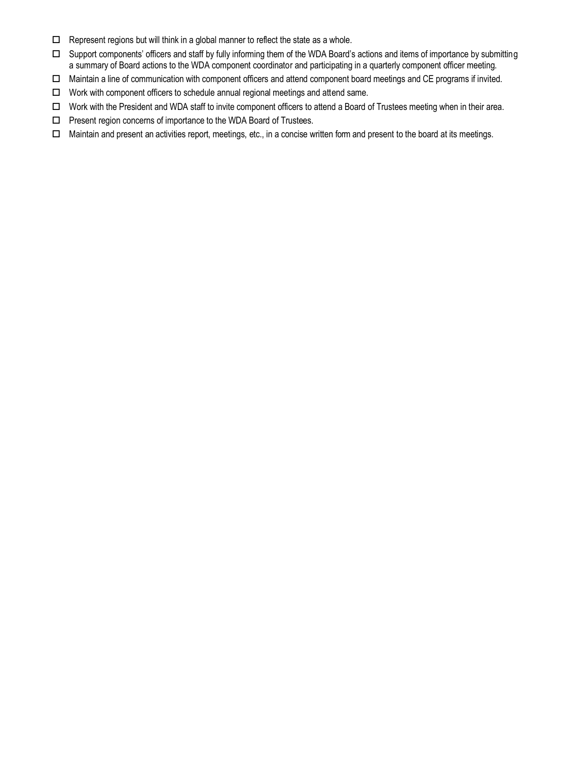- [ ] Represent regions but will think in a global manner to reflect the state as a whole.
- [ ] Support components' officers and staff by fully informing them of the WDA Board's actions and items of importance by submitting a summary of Board actions to the WDA component coordinator and participating in a quarterly component officer meeting.
- [ ] Maintain a line of communication with component officers and attend component board meetings and CE programs if invited.
- [ ] Work with component officers to schedule annual regional meetings and attend same.
- [ ] Work with the President and WDA staff to invite component officers to attend a Board of Trustees meeting when in their area.
- [ ] Present region concerns of importance to the WDA Board of Trustees.
- [ ] Maintain and present an activities report, meetings, etc., in a concise written form and present to the board at its meetings.